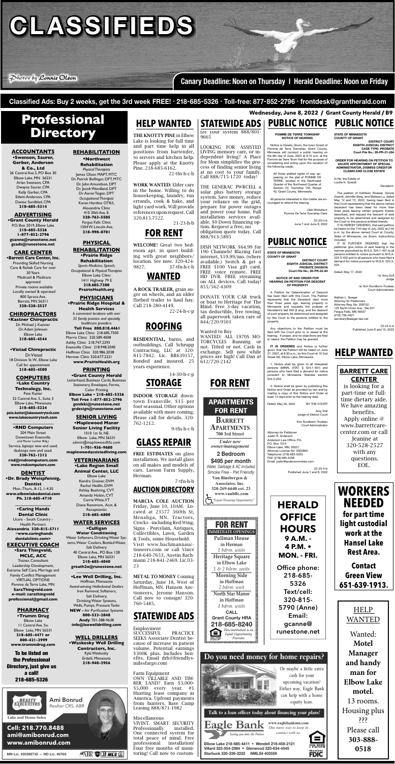# CLASSIFIEDS

*Photos by Connie Olson*

**Canary Deadline: Noon on Thursday | Herald Deadline: Noon on Friday**

**Classified Ads: Buy 2 weeks, get the 3rd week FREE! · 218-685-5326 · Toll-free: 877-852-2796 · frontdesk@grantherald.com**

# Professional Directory

## ACCOUNTANTS

**•Swenson, Sauer, Gerber, Anderson & Co., Ltd**
26 Central Ave S, PO Box 30
Elbow Lake, MN 56531
Arlan Swenson, CPA
Dwayne Saurer, CPA
Kelly Gerber, CPA
Edwin Anderson, CPA
Denise Sundblad, CPA
**218-685-5314**

## ADVERTISING

**•Grant County Herald**
P.O. Box 2019, Elbow Lake
**218-685-5326**
**1-877-852-2796**
**gcanne@runestone.net**
**gcads@runestone.net**

## CARE CENTER

**•Barrett Care Center, Inc.**
Providing Skilled Nursing Care & Rehab Care for over 30 Years
Medicaid & Medicare approved
Private rooms available
Locally owned & operated
800 Spruce Ave.
Barrett, MN 56311
**320-528-2527**

## CHIROPRACTORS

**•Kastner Chiropractic**
Dr. Michael J. Kastner
Dr. Adam Johnson
Elbow Lake
**218-685-4544**

**•Vistad Chiropractic**
Dr. Vistad
18 Division St. W., Elbow Lake
Call for appointment
**218-685-4500**

## COMPUTERS

**•Lake Country Technology, Inc.**
Pete Kutter
32 Central Ave. S., Suite 3
Elbow Lake, Minnesota
**218-685-5224**
**pete.kutter@lakecountrytech.com**
**www.lakecountrytech.com**

**•RND Computers**
204 Main Street
Downtown Evansville
(old Moser Lumber Bldg.)
Service, laptops new and used, desktops new and used.
**320-762-1212**
**rnd@rndcomputers.com**
**www.rndcomputers.com**

## DENTIST

**•Dr. Brady Weispfennig, Dentist**
Mon.-Thurs., 8-12, 1-4:30
**www.elbowlakedental.com**
**Ph. 218-685-4710**

**•Caring Hands Dental Clinic**
Ucare - South Country - Health Partners
**Alexandria 320-815-5711**
**<www.caringhands dentalclinic.com>**

## EXECUTIVE COACH

**•Sara Thingvold, MCLC, ACC**
Trainer, Consultant
Leadership Development, Extreme Self Care, Marriage and Family Conflict Management
VIRTUAL OPTIONS
Pomme de Terre Lake, MN
**SaraThingvold.com**
**e-mail: sarathingvold professional@gmail.com**

## PHARMACY

**•Trumm Drug**
Elbow Lake
11 Central Ave. So.
Elbow Lake, MN 56531
**218-685-4471 or 800-421-2999**
**www.trummdrug.com**

**To be listed on the Professional Directory, just give us a call! 218-685-5326**

## REHABILITATION

**•Northwest Rehabilitation**
*Physical Therapists*
James Olson MAPT, MTC
Dr. Patrick Bollinger, DPT, MTC
Dr. John Amundson, DPT
Dr. Jacob Wendland, DPT
Dr. Aaron Teigen, DPT
*Occupational Therapist*
Karen Hardine OTR/L
Alexandria Clinic
410 30th Ave. E.
**320-763-5505**
Fergus Falls Clinic
1304 W. Lincoln Ave.
**218-998-0701**

## PHYSICAL REHABILITATION

**•Prairie Ridge Rehabilitation**
*Sports Medicine, Speech, Occupational & Physical Therapies*
Elbow Lake Clinic
1411 Highway 79 E
**218.685.7380**
**PrairieHealth.org**

## PHYSICIANS

**•Prairie Ridge Hospital & Health Services**
*6 convenient locations with over 35 family practice and specialty healthcare providers.*
**Toll Free 888.818.4461**
Elbow Lake Clinic 218.685.7300
Morris Clinic 320.589.4008
Ashby Clinic 218.747.2293
Evansville Clinic 218.948.2040
Hoffman Clinic 320.986.2038
Herman Clinic 320.677.2221
**www.PrairieHealth.org**

## PRINTING

**•Grant County Herald**
Letterhead, Business Cards, Business Stationery, Envelopes, Forms, Color Printing
**Elbow Lake • 218-685-5326**
**Toll Free 1-877-852-2796**
**gcnikki@runestone.net**
**gcdesign@runestone.net**

## SENIOR LIVING

**•Maplewood Manor Senior Living Facility**
1010 1st St. NE
Elbow Lake, MN 56531
admin@maplewoodlife.com
**1-701-936-9680**
**maplewoodassistedliving.com**

## VETERINARIANS

**•Lake Region Small Animal Center, LLC**
Elbow Lake
Kendra Greiner, DVM
Rachel Hedlin, DVM
Ashley Buehring, CVT
Amanda Holsin, CVT
Carrie Witte, VT
Diane Renstrom, Acct. & Receptionist
**218-685-6800**

## WATER SERVICES

**•Culligan Water Conditioning**
Water Softeners, Drinking Water Systems, Water Coolers, Bottled Water, Salt Delivery
40 Central Ave., PO Box 128
Elbow Lake, MN 56531
**218-685-4040**
**greath2o@runestone.net**

**•Lee Well Drilling, Inc.**
Hoffman, Minnesota
*Award-winning Hellenbrand Dealers*
Iron Removal, Softeners, Salt Delivery, Drinking Water Systems, Wells, Pumps, Pressure Tanks
**NEW** • Air Purification Systems
**800-533-2848**
**Andy**: 701-388-9638
**info@leewelldrilling.com**

## WELL DRILLERS

**•Waskosky Well Drilling Contractors, Inc.**
Kyle Waskosky
Erdahl, Minnesota
**218-948-2956**

REALTY EXECUTIVES — Lake and Home Sales
Ami Bonrud
Realtor CRS, ABR
**Cell: 218.770.8488**
**ami@amibonrud.com**
**www.amibonrud.com**
MN Lic. #20286735 — ND Lic. #6769

# HELP WANTED

**THE KNOTTY PINE** in Elbow Lake is looking for full time and part time help in all positions from bartender, to servers and kitchen help. Please apply at the Knotty Pine. 218-685-6162.
22-tfn-h-c-b

**WORK WANTED:** Elder care in the home. Willing to do housekeeping, laundry, run errands, cook & bake, and light yard work. Will provide references upon request. Call 320.815.7522.
21-23-h-b

# FOR RENT

**WELCOME!** Great two bedroom apt. in quiet building with great neighbors/ location. See now. 320-424-9827.
37-tfn-h-c-b

# WANTED

**A ROCK TRAILER**, grain auger on wheels, and an older flatbed trailer to haul hay. Call 218-280-4149.
22-24-h-c-p

# ROOFING

**RESIDENTIAL,** barns, and outbuildings, Call Schrupp Contracting, LLC at 320-815-7842. Lic. RR639157. Bonded and insured. 25 years experience.
14-30-h-c-p

# STORAGE

**INDOOR STORAGE** downtown Evansville. $15 per foot seasonal. Other options available with more coming. Please call for details. 320-762-1212.
9-tfn-h-c-b

# GLASS REPAIR

**FREE ESTIMATES** on glass installation. We install glass on all makes and models of cars. Larson Farm Supply, Herman.
7-tfn-h-b

# AUCTION DIRECTORY

**MARCIA COLE AUCTION** Friday, June 10, 10AM. Located at 23377 360th St, Menahga, MN. Tractors, Crocks - including Red Wing, Signs - Porcelain, Antiques, Collectibles, Lawn, Garden & Tools, some Household. Visit www.bachmannauctioneers.com or call Vince 218-640-7653, Austin Bachmann 218-841-2469. Lic.03-23

**METAL TO MONEY** Coming Saturday, June 18, West of Hoffman, MN. Hanson Auctioneers, Jerome Hanson. Call now to consign! 320-760-5485.

# STATEWIDE ADS

Employment
SUCCESSFUL PRACTICE SEEKS Associate Dentist because of increase in patient volume. Potential earnings $300K plus. Includes benefits. Email drb@friendlysmilesfargo.com

Farm Equipment
OWN TILLABLE AND TIMBER LAND? Earn $3,000-$5,000 every year. #1 Hunting lease company in America. Upfront payments from hunters. Base Camp Leasing 888/871-1982

Miscellaneous
VIVINT. SMART SECURITY Professionally installed. One connected system for total peace of mind. Free professional installation! Four free months of monitoring! Call now to customize your system 888/801-9665

LOOKING FOR ASSISTED LIVING memory care, or independent living? A Place for Mom simplifies the process of finding senior living at no cost to your family. Call 888/715-1720 today!

THE GENERAC PWRCELL a solar plus battery storage system. Save money, reduce your reliance on the grid, prepare for power outages and power your home. Full installation services available. $0 Down financing option. Request a free, no obligation quote today. Call 888/913-5895

DISH NETWORK $64.99 for 190 Channels! Blazing fast internet, $19.99/mo. (where available.) Switch & get a FREE $100 Visa gift card. FREE voice remote. FREE HD DVR. FREE streaming on ALL devices. Call today! 855/562-4309

DONATE YOUR CAR truck or boat to Heritage For The Blind. Free 3-day vacation, tax deductible, free towing, all paperwork taken care of 844/220-9501

Wanted to Buy
WANTED: ALL 1970S MOTORCYCLES Running or not. Titled or not. Cash in exchange. Sell now while prices are high! Call Dan at 612/720-2142

# FOR RENT

**APARTMENTS FOR RENT**
**BARRETT APARTMENTS**
**700 3rd Street**
*Under new owner/management*
**2 Bedroom**
**$495 per month**
*Water, Garbage & AC included*
*Smoke Free - Pet Friendly*
**Van Binsbergen & Associates, Inc.**
**320-269-6640 ext. 23**
**www.vanbllc.com**
"Equal Housing Opportunity"

**FOR RENT**
**IMMEDIATE OPENINGS**
**Pullman House in Herman** — *1 bdrm. units*
**Heritage Square in Elbow Lake** — *1 & 2 bdrm. units*
**Morning Side in Hoffman** — *2 bdrm. unit*
**North Star Manor in Hoffman** — *1 bdrm. units*
**CALL**
**Grant County HRA**
**218-685-8240**
*This institution is an Equal Opportunity Provider*

# PUBLIC NOTICE

**POMME DE TERRE TOWNSHIP NOTICE OF HEARING**

Notice is Hereby Given, the town board of Pomme de Terre Township, Grant County, Minnesota will conduct a public hearing on the 8th day of June, 2022 at 8:15 a.m. at the Pomme de Terre Town Hall for the purpose of considering and acting upon the vacation of the following roads:

All those platted rights of way appearing on the plat of POMME DE TERRE, located in the Northwest Quarter of the Northwest Quarter of Section 24, Township 130, Range 42, Grant County, Minnesota.

All persons interested in this matter are encouraged to attend the hearing.

Deb Mickelson
Pomme De Terre Township Clerk

22-23-h-b
June 1 and June 8, 2022

# PUBLIC NOTICE

**STATE OF MINNESOTA COUNTY OF GRANT**

**DISTRICT COURT EIGHTH JUDICIAL DISTRICT PROBATE DIVISION Court File No.: 26-PR-22-84**

**NOTICE OF AND ORDER FOR HEARING ON PETITION FOR DESCENT OF PROPERTY**

A Petition for Determination of Descent has been filed with this Court. The Petition represents that the Decedent died more than three years ago, leaving property in Minnesota and requests the probate of Decedent's last Will (if any), and the descent of such property be determined and assigned by this Court to the persons entitled to the property.

Any objections to the Petition must be filed with the Court prior to or raised at the hearing. If proper, and no objections are filed or raised, the Petition may be granted.

**IT IS ORDERED** and Notice is further given, that the Petition will be heard on June 27, 2022, at 8:30 a.m., by this Court at 10 2nd Street NE, Elbow Lake, Minnesota.

1. Notice shall be given to all interested persons (MINN. STAT. § 524.1-401) and persons who have filed a demand for notice pursuant to Minnesota Statutes section 524.3-204.

2. Notice shall be given by publishing this Notice and Order as provided by law and by mailing a copy of this Notice and Order at least 14 days prior to the hearing date.

Dated: May 20, 2022 BY THE COURT

Amy Doll
Judge of District Court

Kim Sundbom-Trudeau
Court Administrator

Attorney for Petitioner
Justin R. Anderson
Anderson Law Office, P.A.
P.O. Box 1014
Elbow Lake, MN, 56531
Attorney License No: 0302855
Telephone: (218) 685-5353
FAX: (218) 685-5258
Email: justin@andersonmnlaw.com

22-23-h-b
Published June 1 and 8, 2022

**HERALD OFFICE HOURS**
**9 A.M. - 4 P.M. • MON. - FRI.**
**Office phone: 218-685-5326**
**Text/cell: 320-815-5790 (Anne)**
**Email: gcanne@ runestone.net**

**Do you need money for home repairs?**

Or maybe a little extra cash for your upcoming vacation? Either way, Eagle Bank can help with a home equity loan.

*Talk to a loan officer today about financing your plans!*

**Eagle Bank** — *Seeing you into the Future*
www.eaglebankmn.com
*One more way to keep in contact with us.*
**Elbow Lake 218-685-4411 • Wendell 218-458-2121**
**Willard 320-554-2984 • Glenwood 320-634-4545**
**Starbuck 320-239-2222 NMLS# 403559**
Member FDIC

# PUBLIC NOTICE

**STATE OF MINNESOTA COUNTY OF GRANT**

**DISTRICT COURT EIGHTH JUDICIAL DISTRICT CASE TYPE: PROBATE Court File No.: 26-PR-21-284**

**ORDER FOR HEARING ON PETITION TO VACATE APPOINTMENT OF SPECIAL ADMINISTRATOR, DISMISS CREDITOR CLAIMS AND CLOSE ESTATE**

In Re: the Estate of
Lucille K. Goerdt

Decedent.

The petition of Kathleen Stoeser, Dennis Goerdt, Jennifer Berg, and Melissa Lu, dated May 12 and 13, 2022, having been filed in this Court representing that the above named decedent has been dead for more than three years leaving certain property therein described, and request the descent of said property to be determined and assigned by the Court to the persons entitled thereto.

IT IS HEREBY ORDERED, that said petition be heard on the 11th day of July, 2022 at 2:45 p.m. by the above named Court at County, State of Minnesota, via Zoom, instructions included.

IT IS FURTHER ORDERED that the petitioner give notice of said hearing in the manner prescribed by M.S.A. 524.1-401 to all persons entitled to notice pursuant to M.S.A. 524.3-403 and to all persons who have filed a demand for notice pursuant to M.S.A. 524.3-204.

Dated: May 17, 2022

/s/ Amy Doll
Judge

/s/ Kim Sundbom-Trudeau
Court Administrator

Nathan L. Seeger
Attorney for Petitioners
Attorney Reg. No. 208152
125 North Union Ave., Ste 201
Fergus Falls, MN 56537
(218) 739-4621
secretary@seeger-law.net

23-24-h-b
Published June 8 and 15, 2022

# HELP WANTED

**BARRETT CARE CENTER** is looking for a part-time or full-time dietary aide. We have amazing benefits. Apply online @ www.barrettcare-center.com or call Jeanine at 320-528-2527 with any questions. EOE.

**WORKERS NEEDED** for part time light custodial work at the Hansel Lake Rest Area.
**Contact Green View 651-639-1913.**

**HELP WANTED**
Wanted: **Motel Manager and handy man for Elbow Lake motel.** 13 rooms. Housing plus ???
Please call **303-888-0518**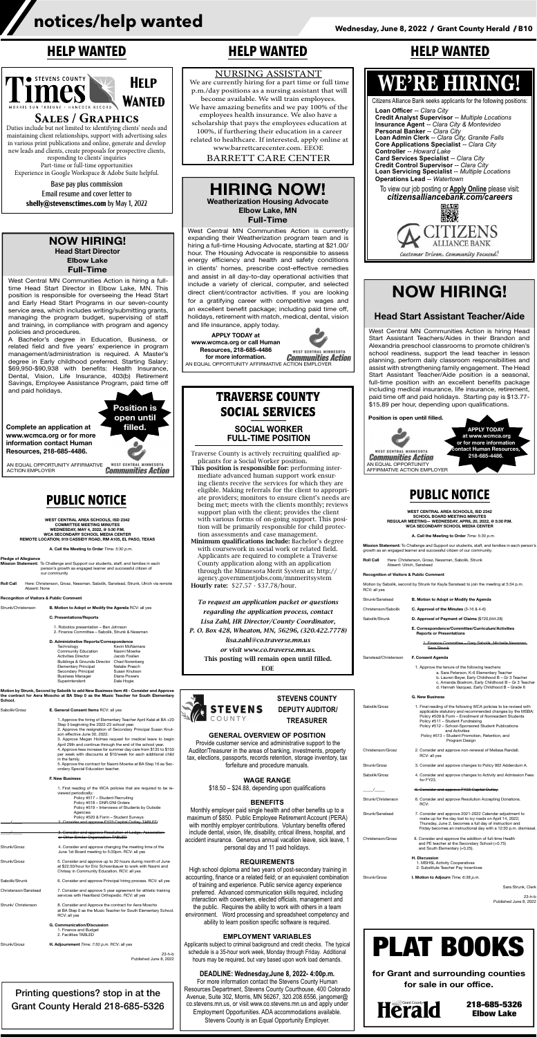# notices/help wanted

## HELP WANTED

**Stevens County Times** — Morris Sun Tribune • Hancock Record

**HELP WANTED**

### Sales / Graphics

Duties include but not limited to: identifying clients' needs and maintaining client relationships, support with advertising sales in various print publications and online, generate and develop new leads and clients, create proposals for prospective clients, responding to clients' inquiries

Part-time or full-time opportunities

Experience in Google Workspace & Adobe Suite helpful.

Base pay plus commission

Email resume and cover letter to **shelly@stevenstimes.com** by May 1, 2022

## NOW HIRING!
### Head Start Director
### Elbow Lake
### Full-Time

West Central MN Communities Action is hiring a full-time Head Start Director in Elbow Lake, MN. This position is responsible for overseeing the Head Start and Early Head Start Programs in our seven-county service area, which includes writing/submitting grants, managing the program budget, supervising of staff and training, in compliance with program and agency policies and procedures.

A Bachelor's degree in Education, Business, or related field and five years' experience in program management/administration is required. A Master's degree in Early childhood preferred. Starting Salary: $69,950-$90,938 with benefits: Health Insurance, Dental, Vision, Life Insurance, 403(b) Retirement Savings, Employee Assistance Program, paid time off and paid holidays.

**Position is open until filled.**

**Complete an application at www.wcmca.org or for more information contact Human Resources, 218-685-4486.**

AN EQUAL OPPORTUNITY AFFIRMATIVE ACTION EMPLOYER

West Central Minnesota Communities Action

## PUBLIC NOTICE

**WEST CENTRAL AREA SCHOOLS, ISD 2342**
**COMMITTEE MEETING MINUTES**
**WEDNESDAY, MAY 4, 2022, @ 5:30 P.M.**
**WCA SECONDARY SCHOOL MEDIA CENTER**
**REMOTE LOCATION: 919 CASSIDY ROAD, RM A105, EL PASO, TEXAS**

**A. Call the Meeting to Order** *Time: 5:30 p.m.*

**Pledge of Allegiance**

**Mission Statement:** To Challenge and Support our students, staff, and families in each person's growth as an engaged learner and successful citizen of our community

**Roll Call** Here: Christenson, Grosz, Nessman, Sabolik, Sanstead, Strunk, Ulrich via remote Absent: None

**Recognition of Visitors & Public Comment**

Strunk/Christenson **B. Motion to Adopt or Modify the Agenda** RCV: all yes

**C. Presentations/Reports**

1. Robotics presentation – Ben Johnson
2. Finance Committee – Sabolik, Strunk & Nessman

**D. Administrative Reports/Correspondence**

| | |
|---|---|
| Technology | Kevin McNamara |
| Community Education | Naomi Moerke |
| Activities Director | Jacob Foslien |
| Buildings & Grounds Director | Chad Norenberg |
| Elementary Principal | Natalie Prasch |
| Secondary Principal | Susan Knutson |
| Business Manager | Diane Powers |
| Superintendent | Dale Hogie |

**Motion by Strunk, Second by Sabolik to add New Business item #8 - Consider and Approve the contract for Aera Moscho at BA Step 0 as the Music Teacher for South Elementary School.**

Sabolik/Grosz **E. General Consent Items** RCV: all yes

1. Approve the hiring of Elementary Teacher April Kalal at BA +20 Step 5 beginning the 2022-23 school year.
2. Approve the resignation of Secondary Principal Susan Knutson effective June 30, 2022.
3. Approve Megan Holmes request for medical leave to begin April 29th and continue through the end of the school year.
4. Approve fees increase for summer day care from $135 to $150 per week with discounts at $10/week for each additional child in the family.
5. Approve the contract for Naomi Moerke at BA Step 16 as Secondary Special Education teacher.

**F. New Business**

1. First reading of the WCA policies that are required to be reviewed periodically:
   - Policy #517 – Student Recruiting
   - Policy #518 – DNR-DNI Orders
   - Policy #519 – Interviews of Students by Outside Agencies
   - Policy #520 & Form – Student Surveys

____/____ ~~2. Consider and approve FY23 Capital Outlay. TABLED~~

____/____ ~~3. Consider and approve Resolution of Lodge, Association or Other Similar Organization TABLED~~

Strunk/Grosz 4. Consider and approve changing the meeting time of the June 1st Board meeting to 5:00pm. RCV: all yes

Strunk/Grosz 5. Consider and approve up to 20 hours during month of June at $22.50/hour for Eric Schoenbauer to work with Naomi and Chrissy in Community Education. RCV: all yes

Sabolik/Strunk 6. Consider and approve Principal hiring process. RCV: all yes

Christenson/Sanstead 7. Consider and approve 5 year agreement for athletic training services with Heartland Orthopedic. RCV: all yes

Strunk/ Christenson 8. Consider and Approve the contract for Aera Moscho at BA Step 0 as the Music Teacher for South Elementary School. RCV: all yes

**G. Communication/Discussion**
1. Finance and Budget
2. Facilities TABLED

Strunk/Grosz **H. Adjournment** *Time: 7:50 p.m.* RCV: all yes

23-h-b
Published June 8, 2022

Printing questions? stop in at the Grant County Herald 218-685-5326

## HELP WANTED

### NURSING ASSISTANT

We are currently hiring for a part time or full time p.m./day positions as a nursing assistant that will become available. We will train employees. We have amazing benefits and we pay 100% of the employees health insurance. We also have a scholarship that pays the employees education at 100%, if furthering their education in a career related to healthcare. If interested, apply online at www.barrettcarecenter.com. EEOE

BARRETT CARE CENTER

## HIRING NOW!
### Weatherization Housing Advocate
### Elbow Lake, MN
### Full-Time

West Central MN Communities Action is currently expanding their Weatherization program team and is hiring a full-time Housing Advocate, starting at $21.00/hour. The Housing Advocate is responsible to assess energy efficiency and health and safety conditions in clients' homes, prescribe cost-effective remedies and assist in all day-to-day operational activities that include a variety of clerical, computer, and selected direct client/contractor activities. If you are looking for a gratifying career with competitive wages and an excellent benefit package; including paid time off, holidays, retirement with match, medical, dental, vision and life insurance, apply today.

**APPLY TODAY at www.wcmca.org or call Human Resources, 218-685-4486 for more information.**

West Central Minnesota Communities Action

AN EQUAL OPPORTUNITY AFFIRMATIVE ACTION EMPLOYER

## TRAVERSE COUNTY SOCIAL SERVICES

### SOCIAL WORKER FULL-TIME POSITION

Traverse County is actively recruiting qualified applicants for a Social Worker position.

**This position is responsible for:** performing intermediate advanced human support work ensuring clients receive the services for which they are eligible. Making referrals for the client to appropriate providers; monitors to ensure client's needs are being met; meets with the clients monthly; reviews support plan with the client; provides the client with various forms of on-going support. This position will be primarily responsible for child protection assessments and case management.

**Minimum qualifications include:** Bachelor's degree with coursework in social work or related field. Applicants are required to complete a Traverse County application along with an application through the Minnesota Merit System at: http://agency.governmentjobs.com/mnmeritsystem

**Hourly rate:** $27.57 - $37.78/hour.

***To request an application packet or questions regarding the application process, contact Lisa Zahl, HR Director/County Coordinator, P. O. Box 428, Wheaton, MN, 56296, (320.422.7778) lisa.zahl@co.traverse.mn.us or visit www.co.traverse.mn.us. This posting will remain open until filled.***

**EOE**

## STEVENS COUNTY DEPUTY AUDITOR/ TREASURER

### GENERAL OVERVIEW OF POSITION

Provide customer service and administrative support to the Auditor/Treasurer in the areas of banking, investments, property tax, elections, passports, records retention, storage inventory, tax forfeiture and procedure manuals.

### WAGE RANGE

$18.50 – $24.88, depending upon qualifications

### BENEFITS

Monthly employer paid single health and other benefits up to a maximum of $850. Public Employee Retirement Account (PERA) with monthly employer contributions. Voluntary benefits offered include dental, vision, life, disability, critical illness, hospital, and accident insurance. Generous annual vacation leave, sick leave, 1 personal day and 11 paid holidays.

### REQUIREMENTS

High school diploma and two years of post-secondary training in accounting, finance or a related field; or an equivalent combination of training and experience. Public service agency experience preferred. Advanced communication skills required, including interaction with coworkers, elected officials, management and the public. Requires the ability to work with others in a team environment. Word processing and spreadsheet competency and ability to learn position specific software is required.

### EMPLOYMENT VARIABLES

Applicants subject to criminal background and credit checks. The typical schedule is a 35-hour work week, Monday through Friday. Additional hours may be required, but vary based upon work load demands.

### DEADLINE: Wednesday,June 8, 2022- 4:00p.m.

For more information contact the Stevens County Human Resources Department, Stevens County Courthouse, 400 Colorado Avenue, Suite 302, Morris, MN 56267, 320.208.6556, jangorner@co.stevens.mn.us, or visit www.co.stevens.mn.us and apply under Employment Opportunities. ADA accommodations available. Stevens County is an Equal Opportunity Employer.

## HELP WANTED

# WE'RE HIRING!

Citizens Alliance Bank seeks applicants for the following positions:

- **Loan Officer** -- *Clara City*
- **Credit Analyst Supervisor** -- *Multiple Locations*
- **Insurance Agent** -- *Clara City & Montevideo*
- **Personal Banker** -- *Clara City*
- **Loan Admin Clerk** -- *Clara City, Granite Falls*
- **Core Applications Specialist** -- *Clara City*
- **Controller** -- *Howard Lake*
- **Card Services Specialist** -- *Clara City*
- **Credit Control Supervisor** -- *Clara City*
- **Loan Servicing Specialist** -- *Multiple Locations*
- **Operations Lead** -- *Watertown*

To view our job posting or **Apply Online** please visit: ***citizensalliancebank.com/careers***

CITIZENS ALLIANCE BANK — *Customer Driven. Community Focused.*

# NOW HIRING!

## Head Start Assistant Teacher/Aide

West Central MN Communities Action is hiring Head Start Assistant Teachers/Aides in their Brandon and Alexandria preschool classrooms to promote children's school readiness, support the lead teacher in lesson planning, perform daily classroom responsibilities and assist with strengthening family engagement. The Head Start Assistant Teacher/Aide position is a seasonal, full-time position with an excellent benefits package including medical insurance, life insurance, retirement, paid time off and paid holidays. Starting pay is $13.77-$15.89 per hour, depending upon qualifications.

**Position is open until filled.**

**APPLY TODAY at www.wcmca.org or for more information contact Human Resources, 218-685-4486.**

West Central Minnesota Communities Action

AN EQUAL OPPORTUNITY AFFIRMATIVE ACTION EMPLOYER

## PUBLIC NOTICE

**WEST CENTRAL AREA SCHOOLS, ISD 2342**
**SCHOOL BOARD MEETING MINUTES**
**REGULAR MEETING – WEDNESDAY, APRIL 20, 2022, @ 5:30 P.M.**
**WCA SECONDARY SCHOOL MEDIA CENTER**

**A. Call the Meeting to Order** *Time: 5:30 p.m.*

**Mission Statement:** To Challenge & Support our students, staff, and families in each person's growth as an engaged learner and successful citizen of our community.

**Roll Call** Here: Christenson, Grosz, Nessman, Sabolik, Strunk
Absent: Ulrich, Sanstead

**Recognition of Visitors & Public Comment**

Motion by Sabolik, second by Strunk for Kayla Sanstead to join the meeting at 5:34 p.m. RCV: all yes

Strunk/Sanstead **B. Motion to Adopt or Modify the Agenda**

Christenson/Sabolik **C. Approval of the Minutes** (3-16 & 4-6)

Sabolik/Strunk **D. Approval of Payment of Claims** ($720,044.28)

**E. Correspondence/Committee/Curriculum/Activities Reports or Presentations**

~~1. Finance Committee – Gary Sabolik, Michelle Nessman, Sara Strunk~~

Sanstead/Christenson **F. Consent Agenda**

1. Approve the tenure of the following teachers:
   - a. Sara Peterson, K-5 Elementary Teacher
   - b. Lauren Beyer, Early Childhood B – Gr 3 Teacher
   - c. Amanda Boxrun, Early Childhood B – Gr 3 Teacher
   - d. Hannah Vazquez, Early Childhood B – Grade 6

**G. New Business**

Sabolik/Grosz 1. Final reading of the following WCA policies to be revised with applicable statutory and recommended changes by the MSBA:
- Policy #509 & Form – Enrollment of Nonresident Students
- Policy #511 – Student Fundraising
- Policy #512 – School-Sponsored Student Publications and Activities
- Policy #513 – Student Promotion, Retention, and Program Design

Christenson/Grosz 2. Consider and approve non-renewal of Melissa Randall. RCV: all yes

Strunk/Grosz 3. Consider and approve changes to Policy 902 Addendum A.

Sabolik/Grosz 4. Consider and approve changes to Activity and Admission Fees for FY23.

____/____ ~~5. Consider and approve FY23 Capital Outlay.~~

Strunk/Christenson 6. Consider and approve Resolution Accepting Donations. RCV:

Strunk/Sanstead 7. Consider and approve 2021-2022 Calendar adjustment to make up for the day lost to icy roads on April 14, 2022; Thursday, June 2, becomes a full day of instruction and Friday becomes an instructional day with a 12:30 p.m. dismissal.

Christenson/Grosz 8. Consider and approve the addition of full-time Health and PE teacher at the Secondary School (+0.75) and South Elementary (+0.25).

**H. Discussion**
1. MSHSL Activity Cooperatives
2. Substitute Teacher Pay Incentives

Strunk/Grosz **I. Motion to Adjourn** *Time: 6:38 p.m.*

Sara Strunk, Clerk

23-h-b
Published June 8, 2022

# PLAT BOOKS

**for Grant and surrounding counties for sale in our office.**

Grant County Herald
218-685-5326
Elbow Lake